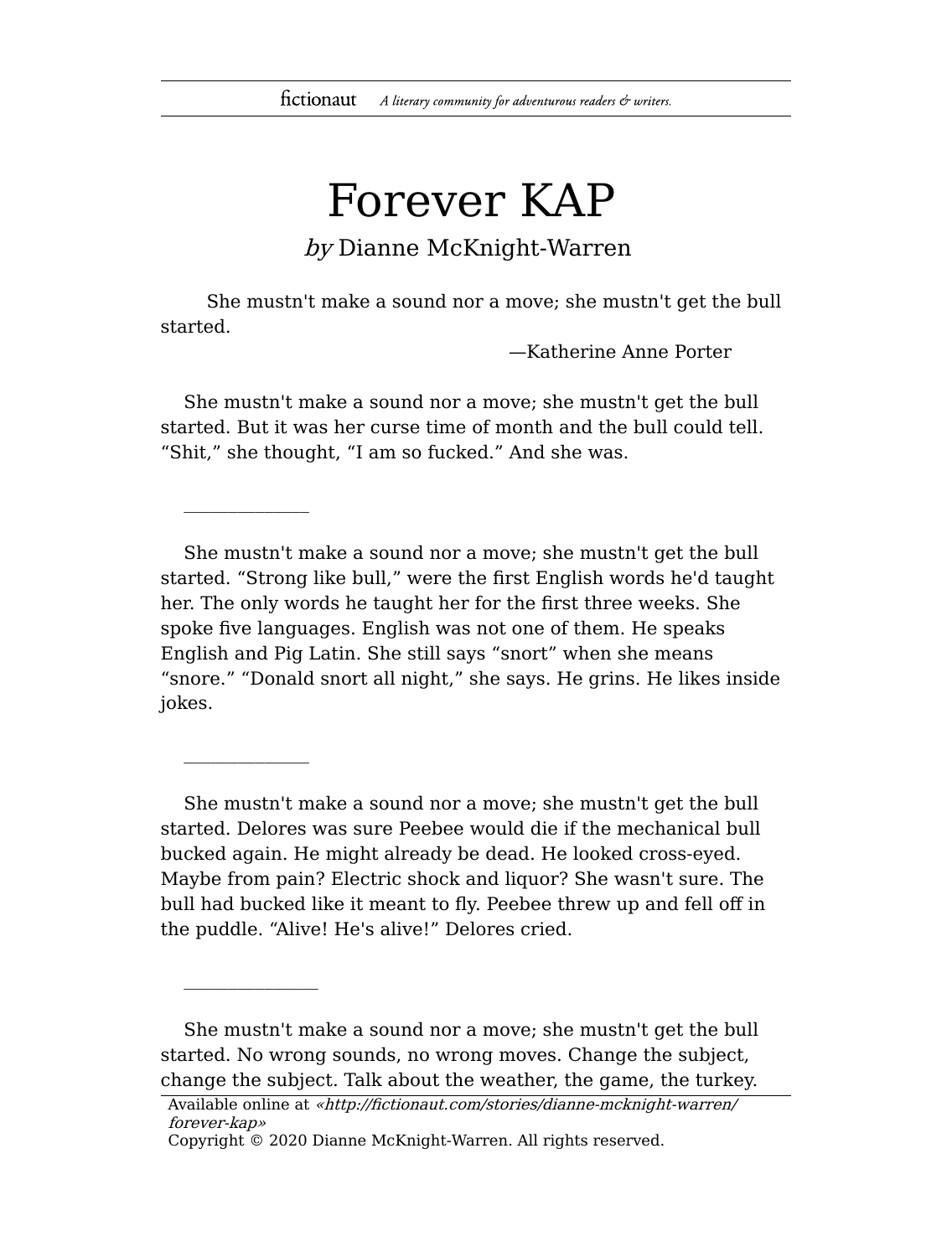# Forever KAP

*by* Dianne McKnight-Warren

> She mustn't make a sound nor a move; she mustn't get the bull started.
>
> —Katherine Anne Porter

She mustn't make a sound nor a move; she mustn't get the bull started. But it was her curse time of month and the bull could tell. “Shit,” she thought, “I am so fucked.” And she was.

---

She mustn't make a sound nor a move; she mustn't get the bull started. “Strong like bull,” were the first English words he'd taught her. The only words he taught her for the first three weeks. She spoke five languages. English was not one of them. He speaks English and Pig Latin. She still says “snort” when she means “snore.” “Donald snort all night,” she says. He grins. He likes inside jokes.

---

She mustn't make a sound nor a move; she mustn't get the bull started. Delores was sure Peebee would die if the mechanical bull bucked again. He might already be dead. He looked cross-eyed. Maybe from pain? Electric shock and liquor? She wasn't sure. The bull had bucked like it meant to fly. Peebee threw up and fell off in the puddle. “Alive! He's alive!” Delores cried.

---

She mustn't make a sound nor a move; she mustn't get the bull started. No wrong sounds, no wrong moves. Change the subject, change the subject. Talk about the weather, the game, the turkey.

Available online at *«http://fictionaut.com/stories/dianne-mcknight-warren/forever-kap»*
Copyright © 2020 Dianne McKnight-Warren. All rights reserved.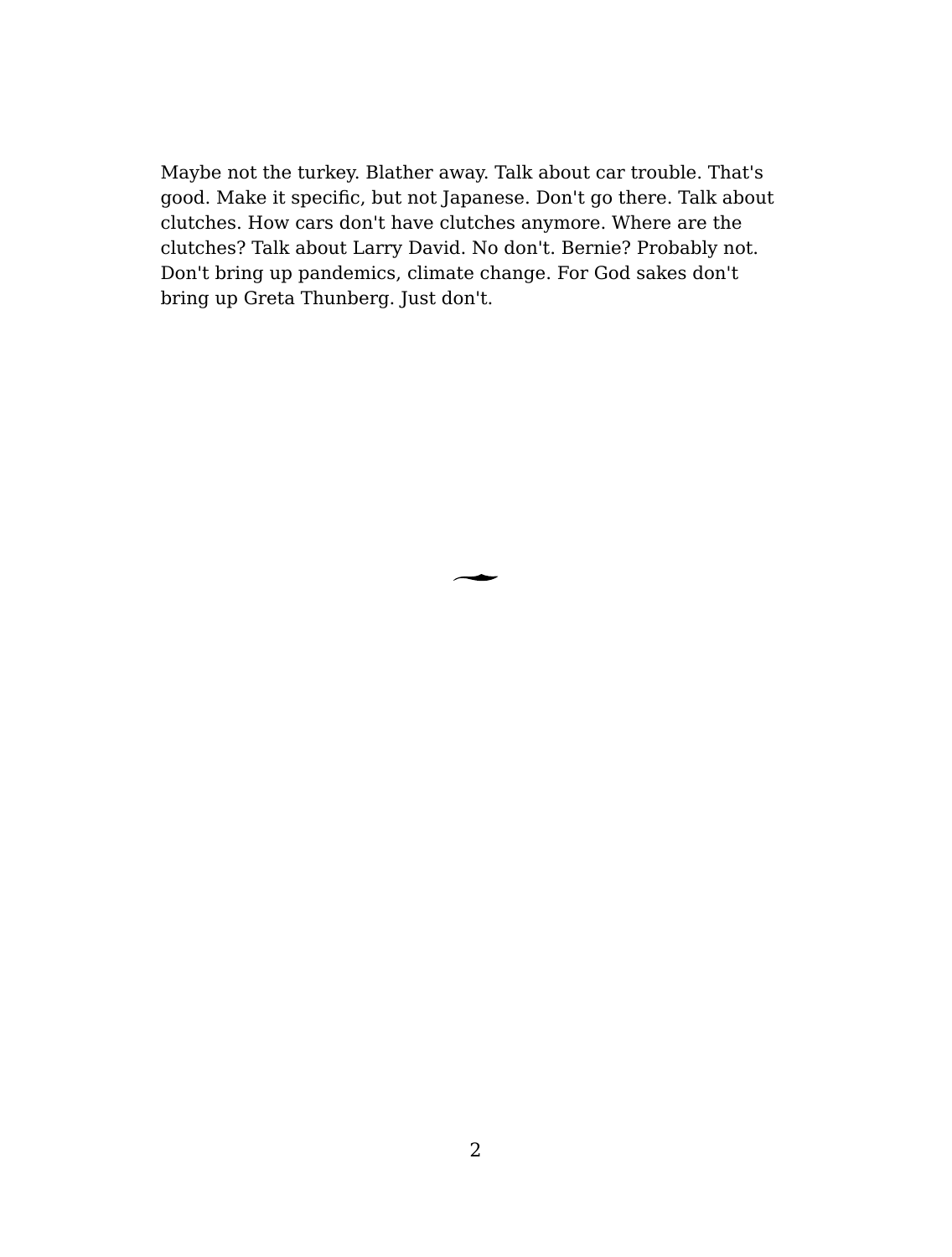Maybe not the turkey. Blather away. Talk about car trouble. That's good. Make it specific, but not Japanese. Don't go there. Talk about clutches. How cars don't have clutches anymore. Where are the clutches? Talk about Larry David. No don't. Bernie? Probably not. Don't bring up pandemics, climate change. For God sakes don't bring up Greta Thunberg. Just don't.